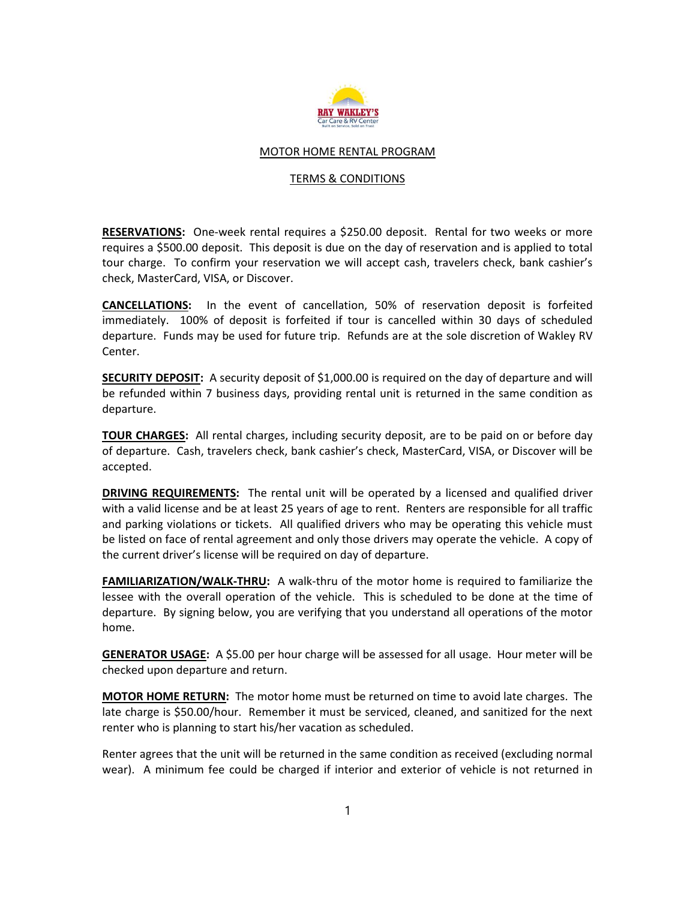RAY WAKLEY'S
Car Care & RV Center
Built on Service, Sold on Trust

# MOTOR HOME RENTAL PROGRAM

## TERMS & CONDITIONS

**RESERVATIONS:** One-week rental requires a $250.00 deposit. Rental for two weeks or more requires a $500.00 deposit. This deposit is due on the day of reservation and is applied to total tour charge. To confirm your reservation we will accept cash, travelers check, bank cashier's check, MasterCard, VISA, or Discover.

**CANCELLATIONS:** In the event of cancellation, 50% of reservation deposit is forfeited immediately. 100% of deposit is forfeited if tour is cancelled within 30 days of scheduled departure. Funds may be used for future trip. Refunds are at the sole discretion of Wakley RV Center.

**SECURITY DEPOSIT:** A security deposit of $1,000.00 is required on the day of departure and will be refunded within 7 business days, providing rental unit is returned in the same condition as departure.

**TOUR CHARGES:** All rental charges, including security deposit, are to be paid on or before day of departure. Cash, travelers check, bank cashier's check, MasterCard, VISA, or Discover will be accepted.

**DRIVING REQUIREMENTS:** The rental unit will be operated by a licensed and qualified driver with a valid license and be at least 25 years of age to rent. Renters are responsible for all traffic and parking violations or tickets. All qualified drivers who may be operating this vehicle must be listed on face of rental agreement and only those drivers may operate the vehicle. A copy of the current driver's license will be required on day of departure.

**FAMILIARIZATION/WALK-THRU:** A walk-thru of the motor home is required to familiarize the lessee with the overall operation of the vehicle. This is scheduled to be done at the time of departure. By signing below, you are verifying that you understand all operations of the motor home.

**GENERATOR USAGE:** A $5.00 per hour charge will be assessed for all usage. Hour meter will be checked upon departure and return.

**MOTOR HOME RETURN:** The motor home must be returned on time to avoid late charges. The late charge is $50.00/hour. Remember it must be serviced, cleaned, and sanitized for the next renter who is planning to start his/her vacation as scheduled.

Renter agrees that the unit will be returned in the same condition as received (excluding normal wear). A minimum fee could be charged if interior and exterior of vehicle is not returned in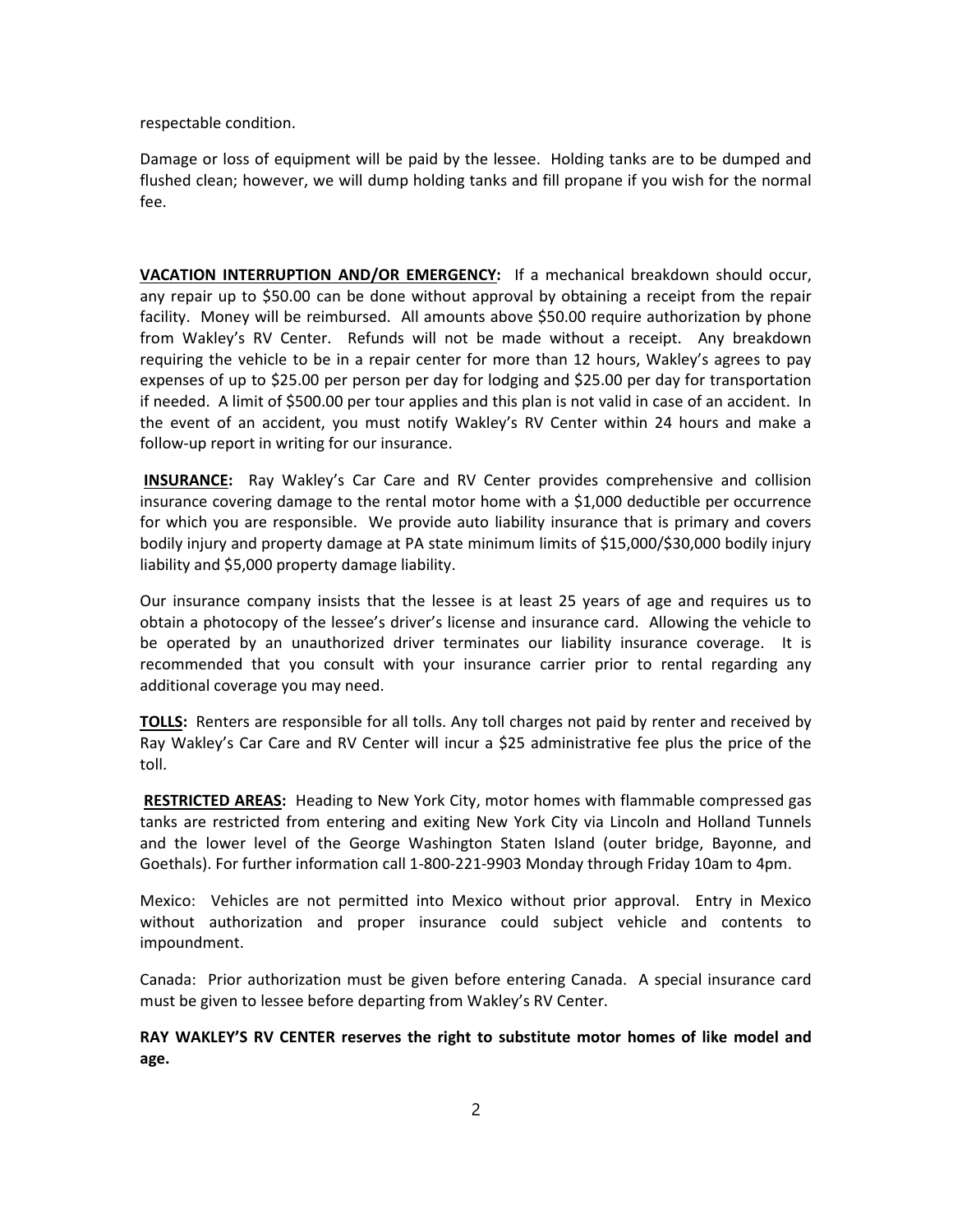respectable condition.

Damage or loss of equipment will be paid by the lessee. Holding tanks are to be dumped and flushed clean; however, we will dump holding tanks and fill propane if you wish for the normal fee.

**VACATION INTERRUPTION AND/OR EMERGENCY:** If a mechanical breakdown should occur, any repair up to $50.00 can be done without approval by obtaining a receipt from the repair facility. Money will be reimbursed. All amounts above $50.00 require authorization by phone from Wakley's RV Center. Refunds will not be made without a receipt. Any breakdown requiring the vehicle to be in a repair center for more than 12 hours, Wakley's agrees to pay expenses of up to $25.00 per person per day for lodging and $25.00 per day for transportation if needed. A limit of $500.00 per tour applies and this plan is not valid in case of an accident. In the event of an accident, you must notify Wakley's RV Center within 24 hours and make a follow-up report in writing for our insurance.

**INSURANCE:** Ray Wakley's Car Care and RV Center provides comprehensive and collision insurance covering damage to the rental motor home with a $1,000 deductible per occurrence for which you are responsible. We provide auto liability insurance that is primary and covers bodily injury and property damage at PA state minimum limits of $15,000/$30,000 bodily injury liability and $5,000 property damage liability.

Our insurance company insists that the lessee is at least 25 years of age and requires us to obtain a photocopy of the lessee's driver's license and insurance card. Allowing the vehicle to be operated by an unauthorized driver terminates our liability insurance coverage. It is recommended that you consult with your insurance carrier prior to rental regarding any additional coverage you may need.

**TOLLS:** Renters are responsible for all tolls. Any toll charges not paid by renter and received by Ray Wakley's Car Care and RV Center will incur a $25 administrative fee plus the price of the toll.

**RESTRICTED AREAS:** Heading to New York City, motor homes with flammable compressed gas tanks are restricted from entering and exiting New York City via Lincoln and Holland Tunnels and the lower level of the George Washington Staten Island (outer bridge, Bayonne, and Goethals). For further information call 1-800-221-9903 Monday through Friday 10am to 4pm.

Mexico: Vehicles are not permitted into Mexico without prior approval. Entry in Mexico without authorization and proper insurance could subject vehicle and contents to impoundment.

Canada: Prior authorization must be given before entering Canada. A special insurance card must be given to lessee before departing from Wakley's RV Center.

**RAY WAKLEY'S RV CENTER reserves the right to substitute motor homes of like model and age.**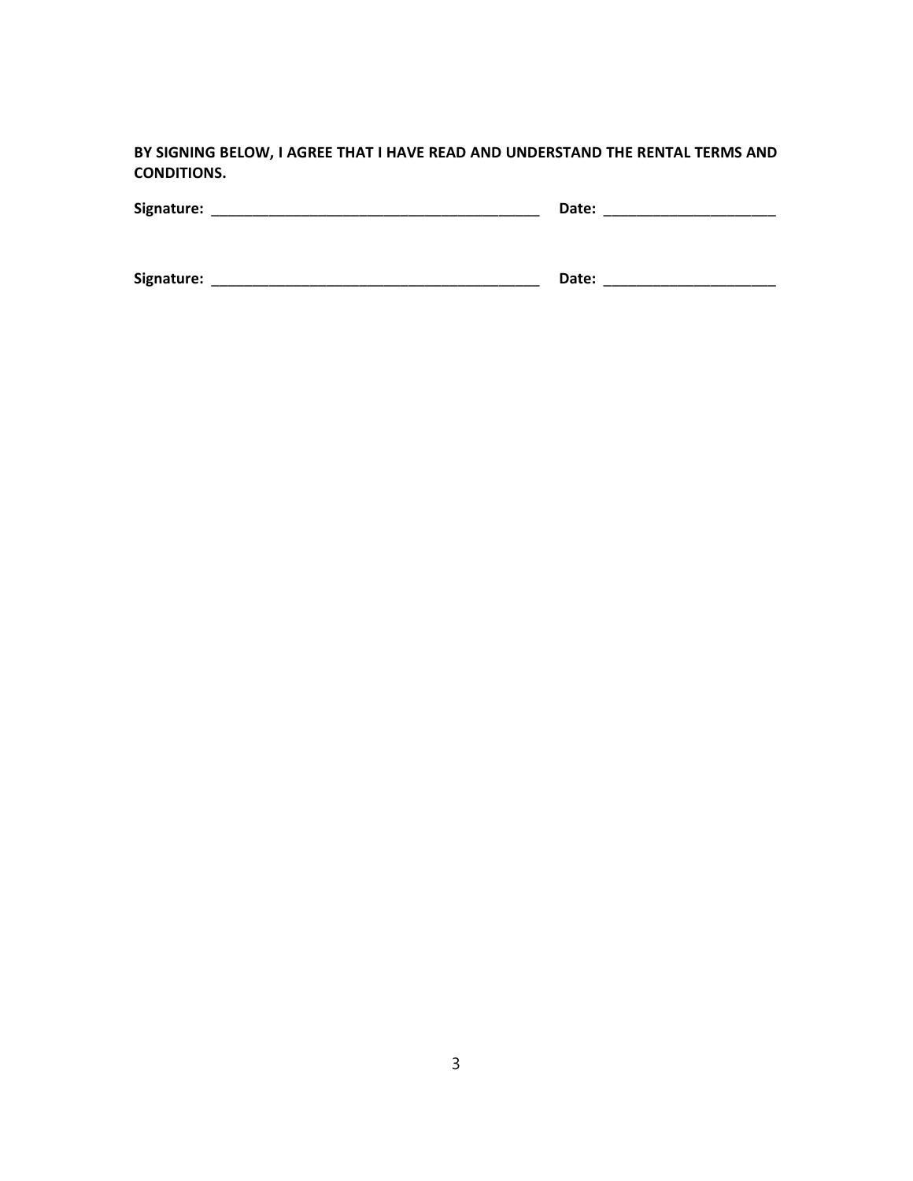**BY SIGNING BELOW, I AGREE THAT I HAVE READ AND UNDERSTAND THE RENTAL TERMS AND CONDITIONS.**

**Signature:** ___________________________________________ **Date:** ______________________

**Signature:** ___________________________________________ **Date:** ______________________